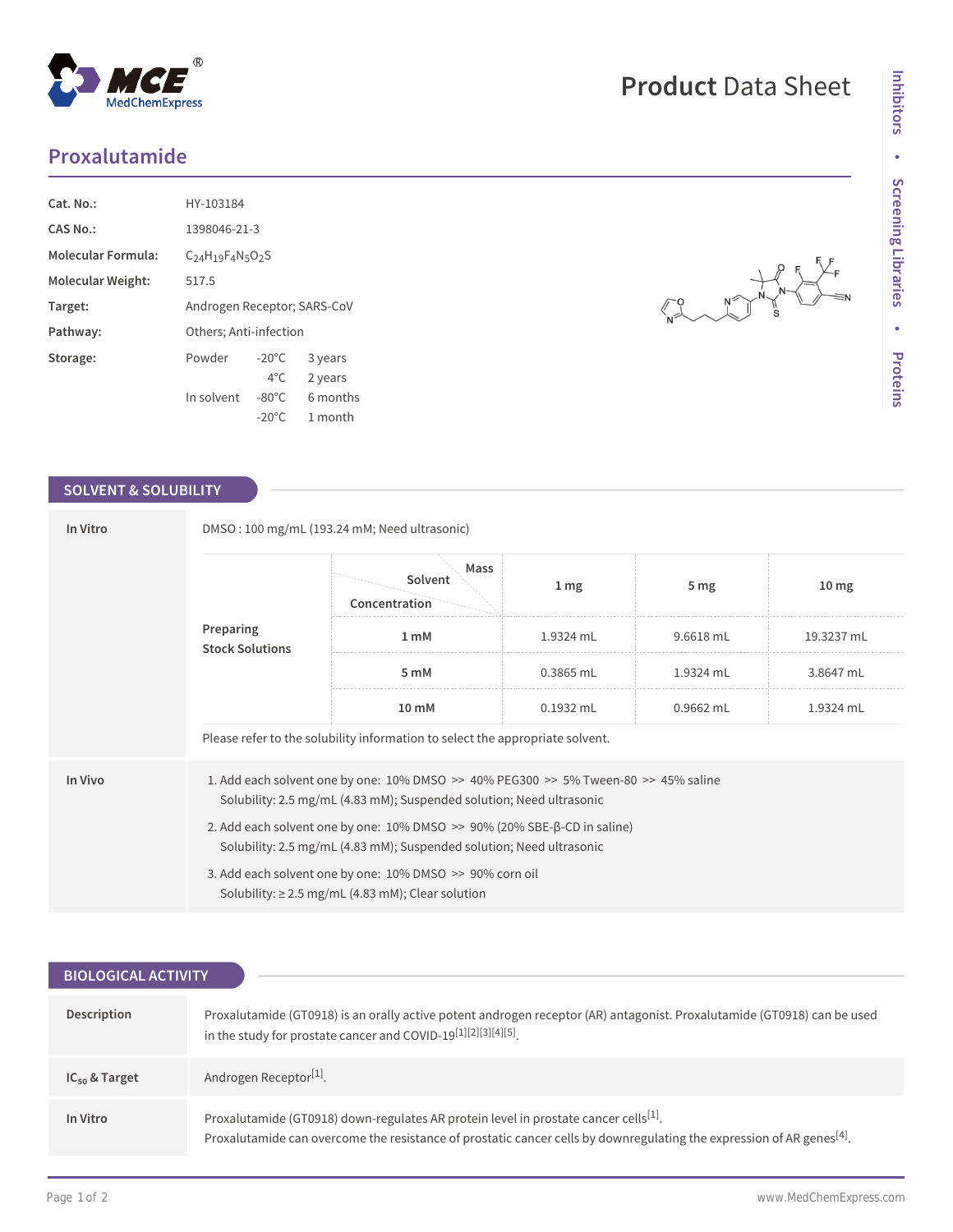# Proxalutamide

**Product Data Sheet**

| | |
|---|---|
| **Cat. No.:** | HY-103184 |
| **CAS No.:** | 1398046-21-3 |
| **Molecular Formula:** | $C_{24}H_{19}F_4N_5O_2S$ |
| **Molecular Weight:** | 517.5 |
| **Target:** | Androgen Receptor; SARS-CoV |
| **Pathway:** | Others; Anti-infection |
| **Storage:** | Powder -20°C 3 years; 4°C 2 years. In solvent -80°C 6 months; -20°C 1 month |

## SOLVENT & SOLUBILITY

**In Vitro**

DMSO : 100 mg/mL (193.24 mM; Need ultrasonic)

**Preparing Stock Solutions**

| Concentration \ Solvent \ Mass | 1 mg | 5 mg | 10 mg |
|---|---|---|---|
| 1 mM | 1.9324 mL | 9.6618 mL | 19.3237 mL |
| 5 mM | 0.3865 mL | 1.9324 mL | 3.8647 mL |
| 10 mM | 0.1932 mL | 0.9662 mL | 1.9324 mL |

Please refer to the solubility information to select the appropriate solvent.

**In Vivo**

1. Add each solvent one by one: 10% DMSO >> 40% PEG300 >> 5% Tween-80 >> 45% saline
   Solubility: 2.5 mg/mL (4.83 mM); Suspended solution; Need ultrasonic
2. Add each solvent one by one: 10% DMSO >> 90% (20% SBE-β-CD in saline)
   Solubility: 2.5 mg/mL (4.83 mM); Suspended solution; Need ultrasonic
3. Add each solvent one by one: 10% DMSO >> 90% corn oil
   Solubility: ≥ 2.5 mg/mL (4.83 mM); Clear solution

## BIOLOGICAL ACTIVITY

**Description**

Proxalutamide (GT0918) is an orally active potent androgen receptor (AR) antagonist. Proxalutamide (GT0918) can be used in the study for prostate cancer and COVID-19[1][2][3][4][5].

**$IC_{50}$ & Target**

Androgen Receptor[1].

**In Vitro**

Proxalutamide (GT0918) down-regulates AR protein level in prostate cancer cells[1].
Proxalutamide can overcome the resistance of prostatic cancer cells by downregulating the expression of AR genes[4].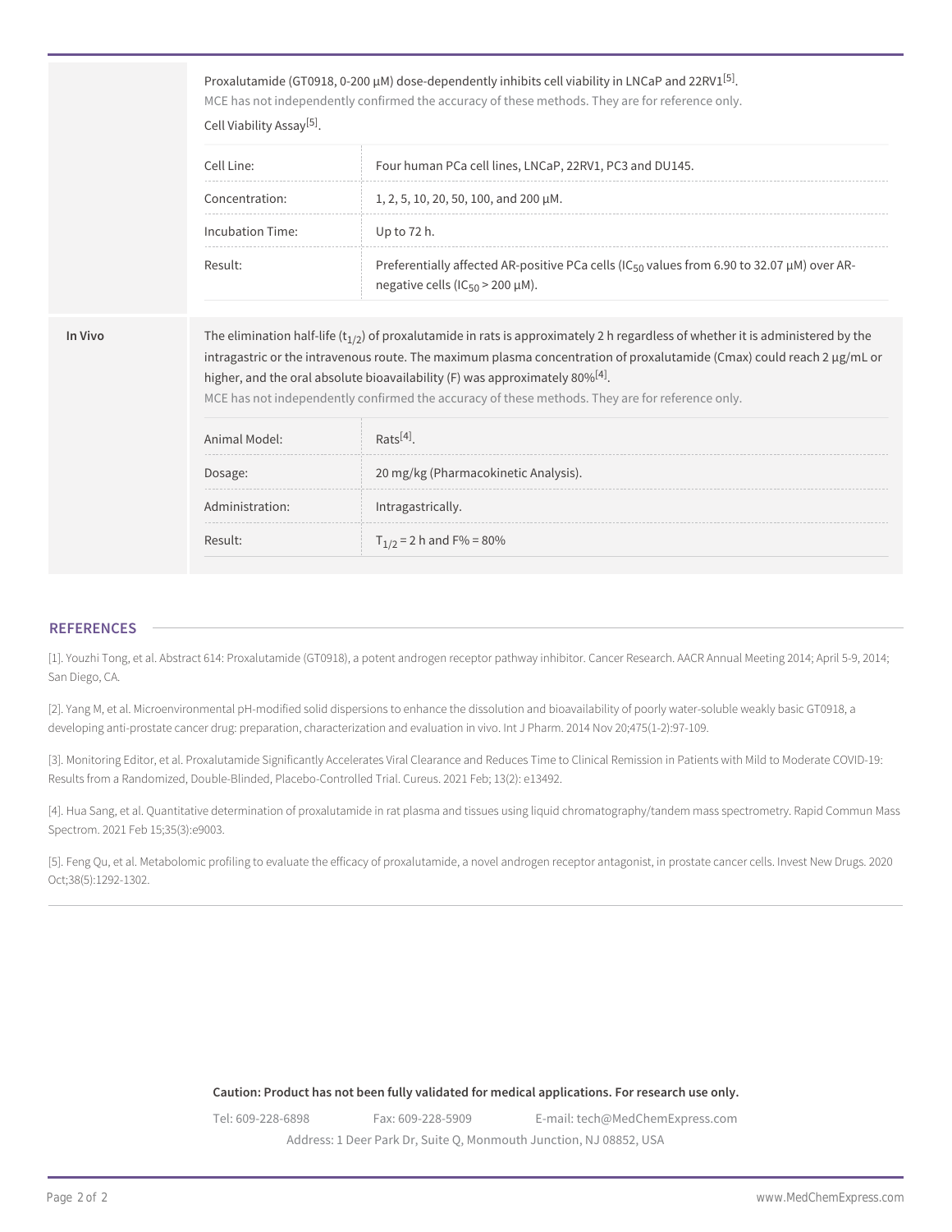Proxalutamide (GT0918, 0-200 μM) dose-dependently inhibits cell viability in LNCaP and 22RV1[5].

MCE has not independently confirmed the accuracy of these methods. They are for reference only.

Cell Viability Assay[5].

| | |
|---|---|
| Cell Line: | Four human PCa cell lines, LNCaP, 22RV1, PC3 and DU145. |
| Concentration: | 1, 2, 5, 10, 20, 50, 100, and 200 μM. |
| Incubation Time: | Up to 72 h. |
| Result: | Preferentially affected AR-positive PCa cells ($IC_{50}$ values from 6.90 to 32.07 μM) over AR-negative cells ($IC_{50}$ > 200 μM). |

**In Vivo**

The elimination half-life ($t_{1/2}$) of proxalutamide in rats is approximately 2 h regardless of whether it is administered by the intragastric or the intravenous route. The maximum plasma concentration of proxalutamide (Cmax) could reach 2 μg/mL or higher, and the oral absolute bioavailability (F) was approximately 80%[4].

MCE has not independently confirmed the accuracy of these methods. They are for reference only.

| | |
|---|---|
| Animal Model: | Rats[4]. |
| Dosage: | 20 mg/kg (Pharmacokinetic Analysis). |
| Administration: | Intragastrically. |
| Result: | $T_{1/2}$ = 2 h and F% = 80% |

## REFERENCES

[1]. Youzhi Tong, et al. Abstract 614: Proxalutamide (GT0918), a potent androgen receptor pathway inhibitor. Cancer Research. AACR Annual Meeting 2014; April 5-9, 2014; San Diego, CA.

[2]. Yang M, et al. Microenvironmental pH-modified solid dispersions to enhance the dissolution and bioavailability of poorly water-soluble weakly basic GT0918, a developing anti-prostate cancer drug: preparation, characterization and evaluation in vivo. Int J Pharm. 2014 Nov 20;475(1-2):97-109.

[3]. Monitoring Editor, et al. Proxalutamide Significantly Accelerates Viral Clearance and Reduces Time to Clinical Remission in Patients with Mild to Moderate COVID-19: Results from a Randomized, Double-Blinded, Placebo-Controlled Trial. Cureus. 2021 Feb; 13(2): e13492.

[4]. Hua Sang, et al. Quantitative determination of proxalutamide in rat plasma and tissues using liquid chromatography/tandem mass spectrometry. Rapid Commun Mass Spectrom. 2021 Feb 15;35(3):e9003.

[5]. Feng Qu, et al. Metabolomic profiling to evaluate the efficacy of proxalutamide, a novel androgen receptor antagonist, in prostate cancer cells. Invest New Drugs. 2020 Oct;38(5):1292-1302.

**Caution: Product has not been fully validated for medical applications. For research use only.**

Tel: 609-228-6898 Fax: 609-228-5909 E-mail: tech@MedChemExpress.com

Address: 1 Deer Park Dr, Suite Q, Monmouth Junction, NJ 08852, USA